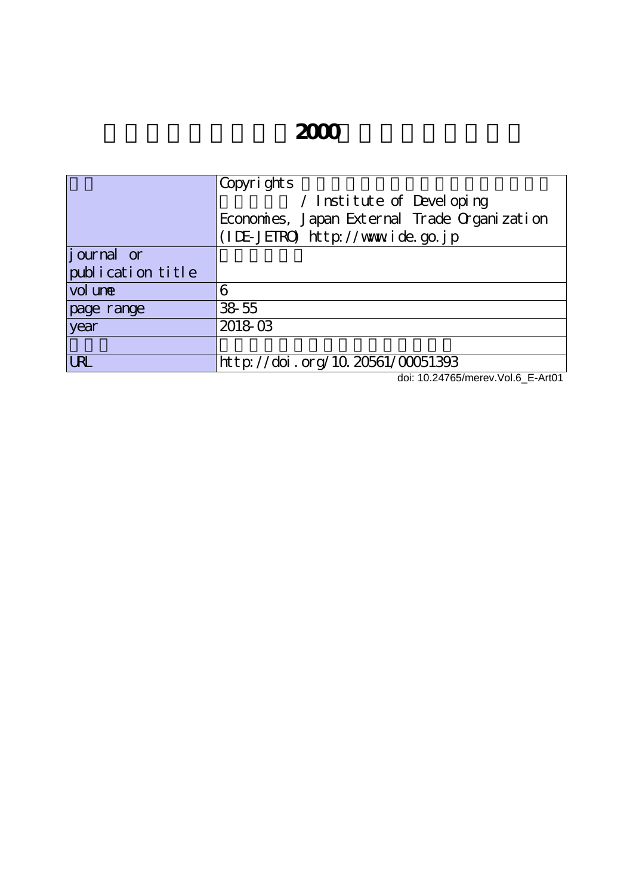# 2000

| | |
|---|---|
| | Copyrights / Institute of Developing Economies, Japan External Trade Organization (IDE-JETRO) http://www.ide.go.jp |
| journal or publication title | |
| volume | 6 |
| page range | 38-55 |
| year | 2018-03 |
| | |
| URL | http://doi.org/10.20561/00051393 |

doi: 10.24765/merev.Vol.6_E-Art01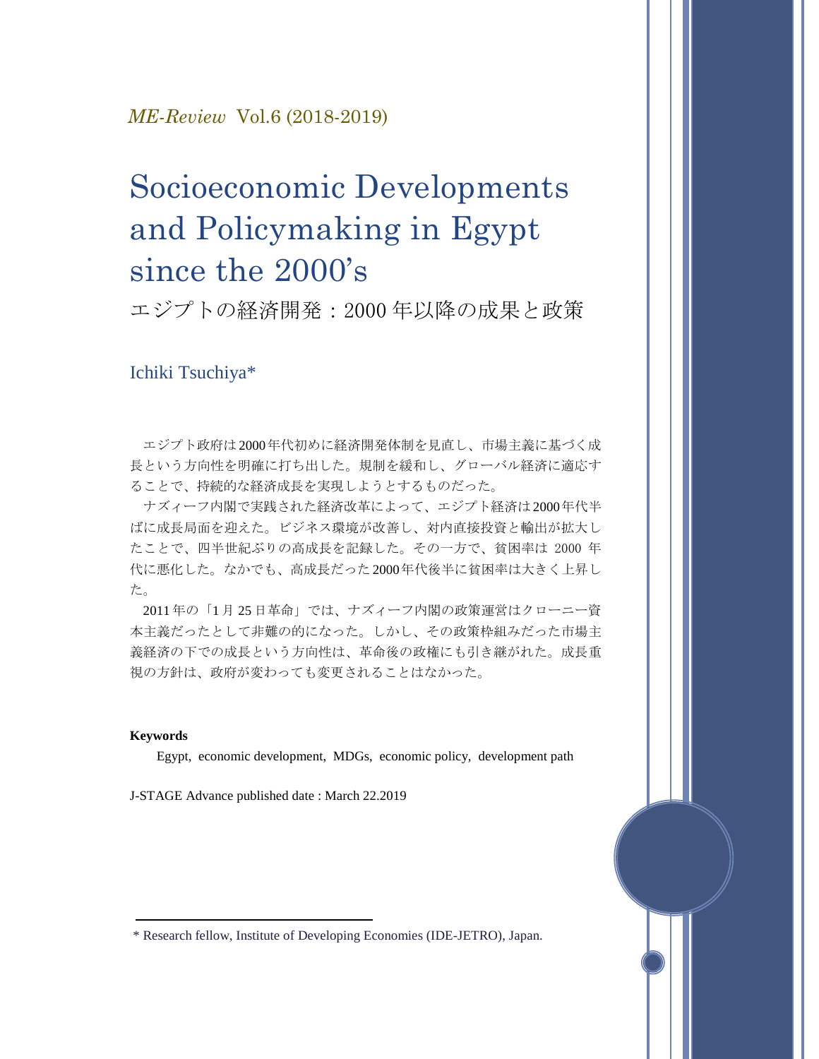*ME-Review* Vol.6 (2018-2019)

# Socioeconomic Developments and Policymaking in Egypt since the 2000's

## エジプトの経済開発：2000 年以降の成果と政策

Ichiki Tsuchiya*

エジプト政府は2000年代初めに経済開発体制を見直し、市場主義に基づく成長という方向性を明確に打ち出した。規制を緩和し、グローバル経済に適応することで、持続的な経済成長を実現しようとするものだった。

ナズィーフ内閣で実践された経済改革によって、エジプト経済は2000年代半ばに成長局面を迎えた。ビジネス環境が改善し、対内直接投資と輸出が拡大したことで、四半世紀ぶりの高成長を記録した。その一方で、貧困率は 2000 年代に悪化した。なかでも、高成長だった2000年代後半に貧困率は大きく上昇した。

2011 年の「1 月 25 日革命」では、ナズィーフ内閣の政策運営はクローニー資本主義だったとして非難の的になった。しかし、その政策枠組みだった市場主義経済の下での成長という方向性は、革命後の政権にも引き継がれた。成長重視の方針は、政府が変わっても変更されることはなかった。

**Keywords**

Egypt, economic development, MDGs, economic policy, development path

J-STAGE Advance published date : March 22.2019

---

\* Research fellow, Institute of Developing Economies (IDE-JETRO), Japan.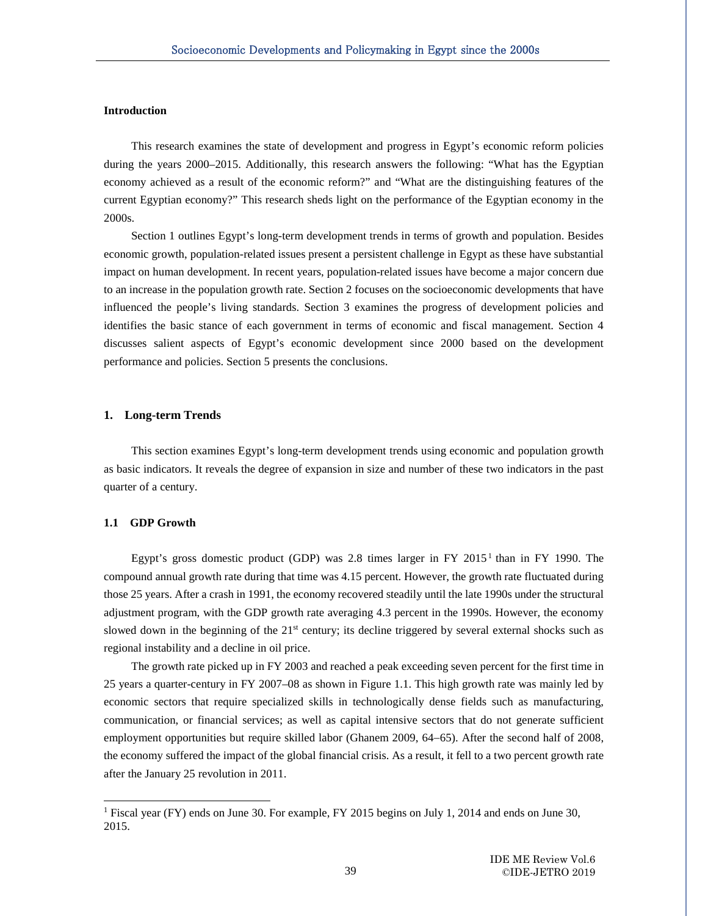## Introduction

This research examines the state of development and progress in Egypt's economic reform policies during the years 2000–2015. Additionally, this research answers the following: "What has the Egyptian economy achieved as a result of the economic reform?" and "What are the distinguishing features of the current Egyptian economy?" This research sheds light on the performance of the Egyptian economy in the 2000s.

Section 1 outlines Egypt's long-term development trends in terms of growth and population. Besides economic growth, population-related issues present a persistent challenge in Egypt as these have substantial impact on human development. In recent years, population-related issues have become a major concern due to an increase in the population growth rate. Section 2 focuses on the socioeconomic developments that have influenced the people's living standards. Section 3 examines the progress of development policies and identifies the basic stance of each government in terms of economic and fiscal management. Section 4 discusses salient aspects of Egypt's economic development since 2000 based on the development performance and policies. Section 5 presents the conclusions.

## 1. Long-term Trends

This section examines Egypt's long-term development trends using economic and population growth as basic indicators. It reveals the degree of expansion in size and number of these two indicators in the past quarter of a century.

### 1.1 GDP Growth

Egypt's gross domestic product (GDP) was 2.8 times larger in FY 2015[1] than in FY 1990. The compound annual growth rate during that time was 4.15 percent. However, the growth rate fluctuated during those 25 years. After a crash in 1991, the economy recovered steadily until the late 1990s under the structural adjustment program, with the GDP growth rate averaging 4.3 percent in the 1990s. However, the economy slowed down in the beginning of the 21st century; its decline triggered by several external shocks such as regional instability and a decline in oil price.

The growth rate picked up in FY 2003 and reached a peak exceeding seven percent for the first time in 25 years a quarter-century in FY 2007–08 as shown in Figure 1.1. This high growth rate was mainly led by economic sectors that require specialized skills in technologically dense fields such as manufacturing, communication, or financial services; as well as capital intensive sectors that do not generate sufficient employment opportunities but require skilled labor (Ghanem 2009, 64–65). After the second half of 2008, the economy suffered the impact of the global financial crisis. As a result, it fell to a two percent growth rate after the January 25 revolution in 2011.

---

[1] Fiscal year (FY) ends on June 30. For example, FY 2015 begins on July 1, 2014 and ends on June 30, 2015.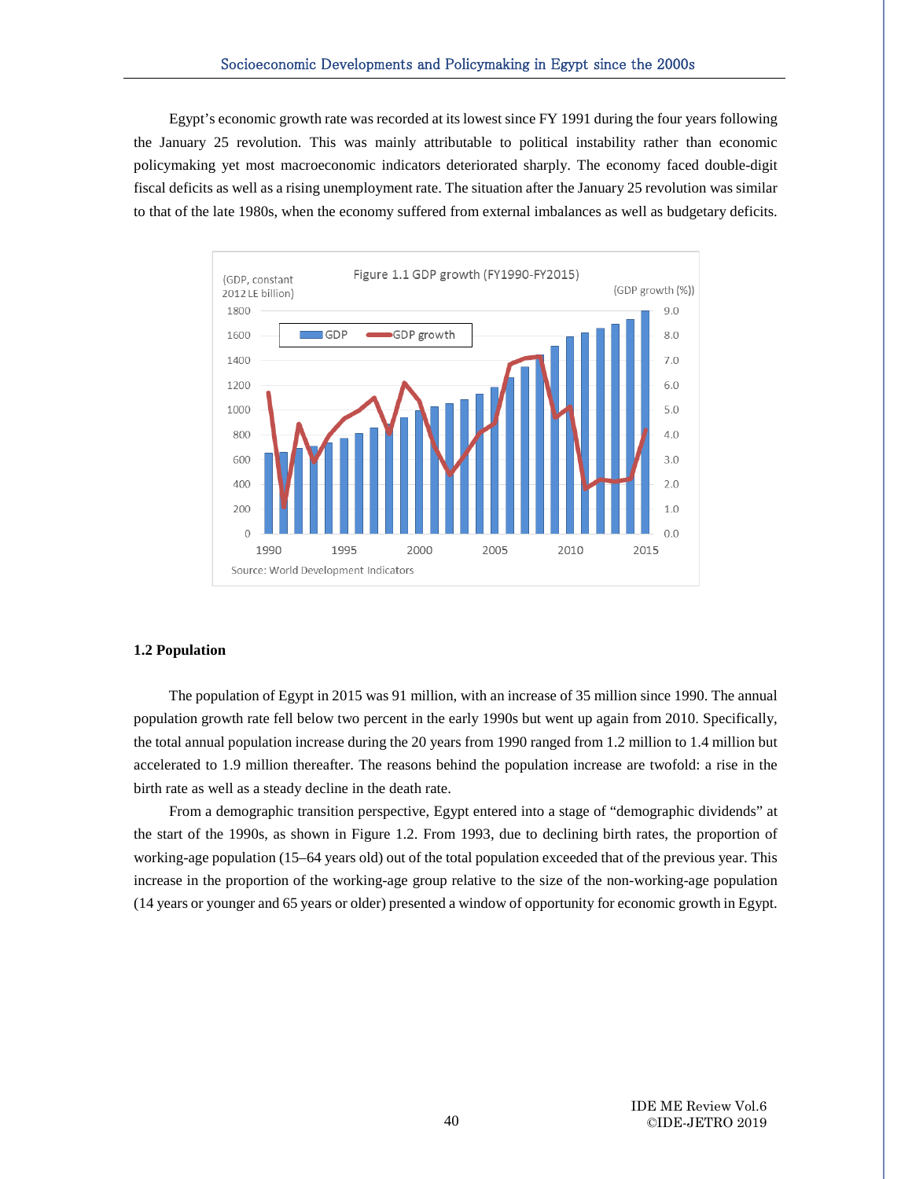Egypt's economic growth rate was recorded at its lowest since FY 1991 during the four years following the January 25 revolution. This was mainly attributable to political instability rather than economic policymaking yet most macroeconomic indicators deteriorated sharply. The economy faced double-digit fiscal deficits as well as a rising unemployment rate. The situation after the January 25 revolution was similar to that of the late 1980s, when the economy suffered from external imbalances as well as budgetary deficits.

Figure 1.1 GDP growth (FY1990-FY2015)

Source: World Development Indicators

### 1.2 Population

The population of Egypt in 2015 was 91 million, with an increase of 35 million since 1990. The annual population growth rate fell below two percent in the early 1990s but went up again from 2010. Specifically, the total annual population increase during the 20 years from 1990 ranged from 1.2 million to 1.4 million but accelerated to 1.9 million thereafter. The reasons behind the population increase are twofold: a rise in the birth rate as well as a steady decline in the death rate.

From a demographic transition perspective, Egypt entered into a stage of "demographic dividends" at the start of the 1990s, as shown in Figure 1.2. From 1993, due to declining birth rates, the proportion of working-age population (15–64 years old) out of the total population exceeded that of the previous year. This increase in the proportion of the working-age group relative to the size of the non-working-age population (14 years or younger and 65 years or older) presented a window of opportunity for economic growth in Egypt.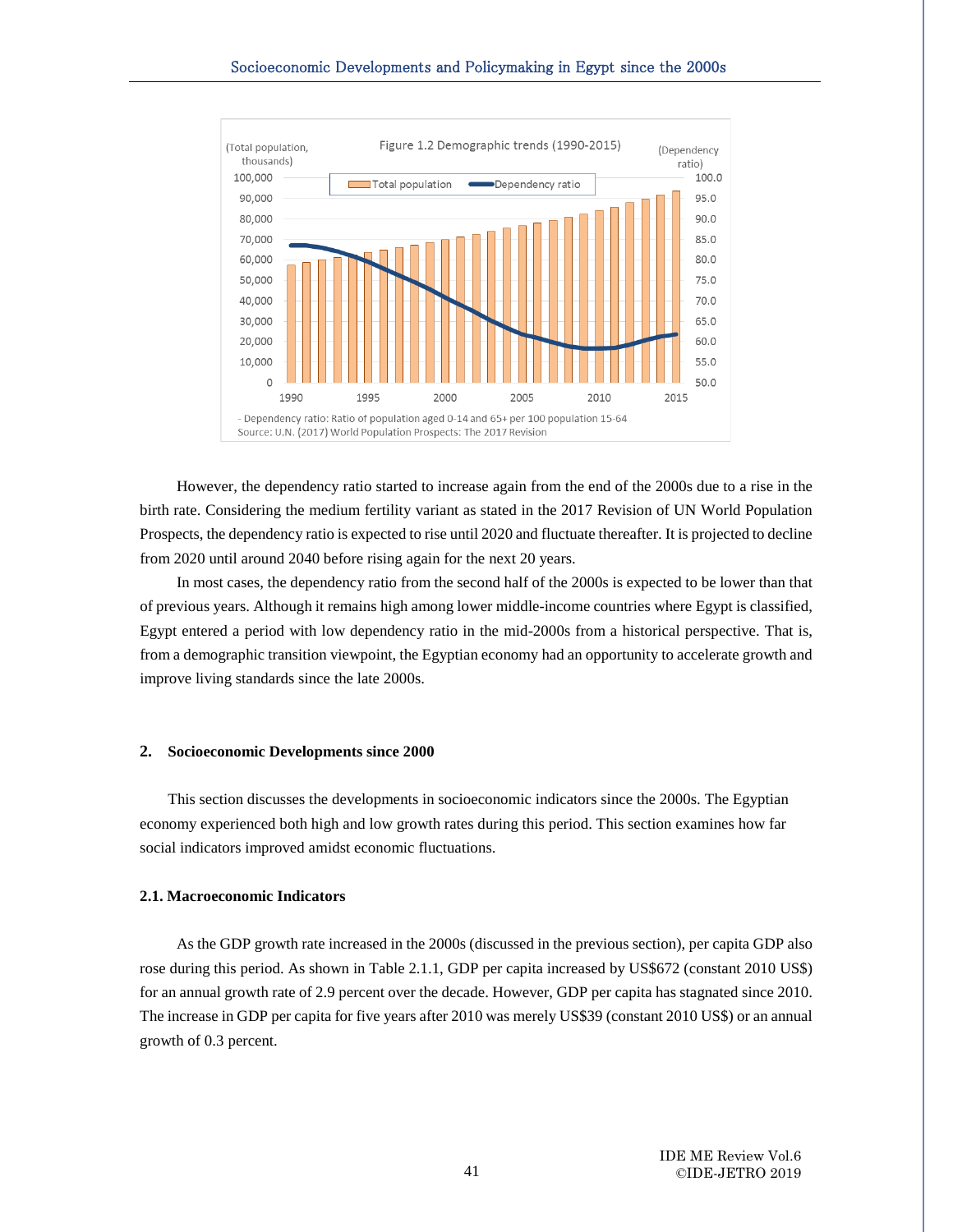Figure 1.2 Demographic trends (1990-2015)

- Dependency ratio: Ratio of population aged 0-14 and 65+ per 100 population 15-64
Source: U.N. (2017) World Population Prospects: The 2017 Revision

However, the dependency ratio started to increase again from the end of the 2000s due to a rise in the birth rate. Considering the medium fertility variant as stated in the 2017 Revision of UN World Population Prospects, the dependency ratio is expected to rise until 2020 and fluctuate thereafter. It is projected to decline from 2020 until around 2040 before rising again for the next 20 years.

In most cases, the dependency ratio from the second half of the 2000s is expected to be lower than that of previous years. Although it remains high among lower middle-income countries where Egypt is classified, Egypt entered a period with low dependency ratio in the mid-2000s from a historical perspective. That is, from a demographic transition viewpoint, the Egyptian economy had an opportunity to accelerate growth and improve living standards since the late 2000s.

## 2. Socioeconomic Developments since 2000

This section discusses the developments in socioeconomic indicators since the 2000s. The Egyptian economy experienced both high and low growth rates during this period. This section examines how far social indicators improved amidst economic fluctuations.

### 2.1. Macroeconomic Indicators

As the GDP growth rate increased in the 2000s (discussed in the previous section), per capita GDP also rose during this period. As shown in Table 2.1.1, GDP per capita increased by US$672 (constant 2010 US$) for an annual growth rate of 2.9 percent over the decade. However, GDP per capita has stagnated since 2010. The increase in GDP per capita for five years after 2010 was merely US$39 (constant 2010 US$) or an annual growth of 0.3 percent.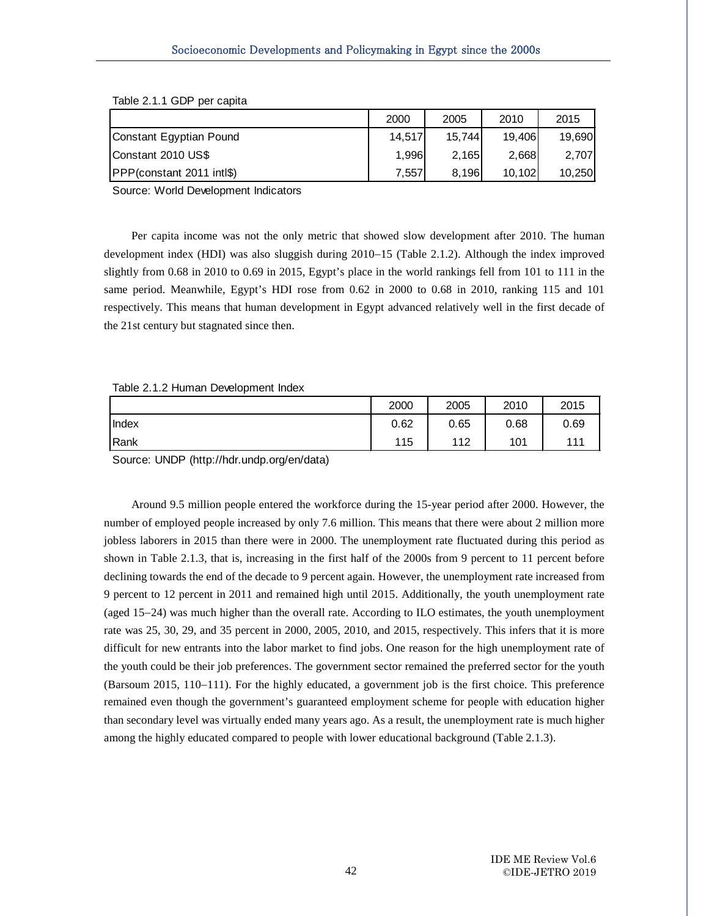Table 2.1.1 GDP per capita

| | 2000 | 2005 | 2010 | 2015 |
|---|---|---|---|---|
| Constant Egyptian Pound | 14,517 | 15,744 | 19,406 | 19,690 |
| Constant 2010 US$ | 1,996 | 2,165 | 2,668 | 2,707 |
| PPP(constant 2011 intl$) | 7,557 | 8,196 | 10,102 | 10,250 |

Source: World Development Indicators

Per capita income was not the only metric that showed slow development after 2010. The human development index (HDI) was also sluggish during 2010–15 (Table 2.1.2). Although the index improved slightly from 0.68 in 2010 to 0.69 in 2015, Egypt's place in the world rankings fell from 101 to 111 in the same period. Meanwhile, Egypt's HDI rose from 0.62 in 2000 to 0.68 in 2010, ranking 115 and 101 respectively. This means that human development in Egypt advanced relatively well in the first decade of the 21st century but stagnated since then.

Table 2.1.2 Human Development Index

| | 2000 | 2005 | 2010 | 2015 |
|---|---|---|---|---|
| Index | 0.62 | 0.65 | 0.68 | 0.69 |
| Rank | 115 | 112 | 101 | 111 |

Source: UNDP (http://hdr.undp.org/en/data)

Around 9.5 million people entered the workforce during the 15-year period after 2000. However, the number of employed people increased by only 7.6 million. This means that there were about 2 million more jobless laborers in 2015 than there were in 2000. The unemployment rate fluctuated during this period as shown in Table 2.1.3, that is, increasing in the first half of the 2000s from 9 percent to 11 percent before declining towards the end of the decade to 9 percent again. However, the unemployment rate increased from 9 percent to 12 percent in 2011 and remained high until 2015. Additionally, the youth unemployment rate (aged 15–24) was much higher than the overall rate. According to ILO estimates, the youth unemployment rate was 25, 30, 29, and 35 percent in 2000, 2005, 2010, and 2015, respectively. This infers that it is more difficult for new entrants into the labor market to find jobs. One reason for the high unemployment rate of the youth could be their job preferences. The government sector remained the preferred sector for the youth (Barsoum 2015, 110–111). For the highly educated, a government job is the first choice. This preference remained even though the government's guaranteed employment scheme for people with education higher than secondary level was virtually ended many years ago. As a result, the unemployment rate is much higher among the highly educated compared to people with lower educational background (Table 2.1.3).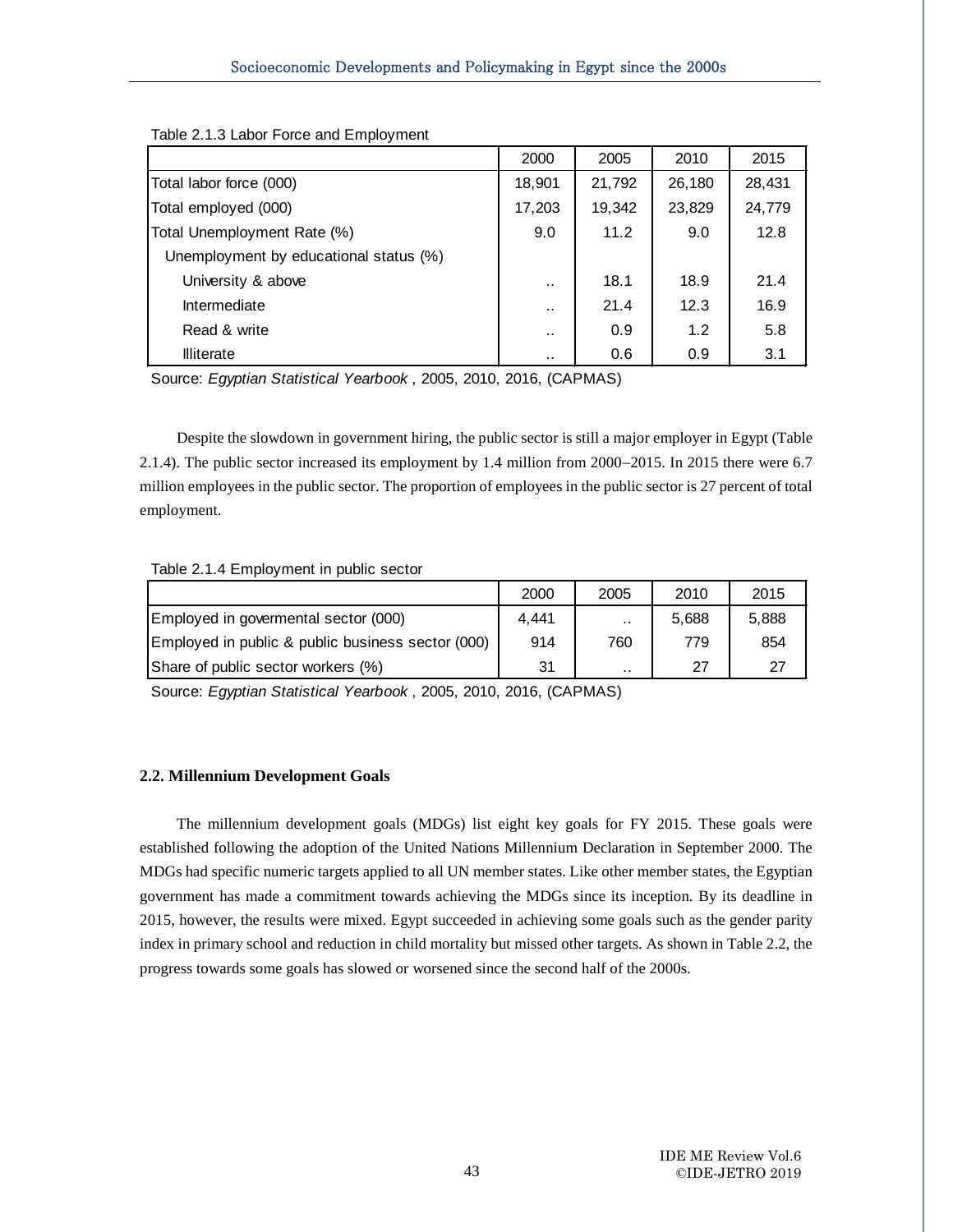Table 2.1.3 Labor Force and Employment

| | 2000 | 2005 | 2010 | 2015 |
|---|---|---|---|---|
| Total labor force (000) | 18,901 | 21,792 | 26,180 | 28,431 |
| Total employed (000) | 17,203 | 19,342 | 23,829 | 24,779 |
| Total Unemployment Rate (%) | 9.0 | 11.2 | 9.0 | 12.8 |
| Unemployment by educational status (%) | | | | |
| University & above | .. | 18.1 | 18.9 | 21.4 |
| Intermediate | .. | 21.4 | 12.3 | 16.9 |
| Read & write | .. | 0.9 | 1.2 | 5.8 |
| Illiterate | .. | 0.6 | 0.9 | 3.1 |

Source: *Egyptian Statistical Yearbook* , 2005, 2010, 2016, (CAPMAS)

Despite the slowdown in government hiring, the public sector is still a major employer in Egypt (Table 2.1.4). The public sector increased its employment by 1.4 million from 2000–2015. In 2015 there were 6.7 million employees in the public sector. The proportion of employees in the public sector is 27 percent of total employment.

Table 2.1.4 Employment in public sector

| | 2000 | 2005 | 2010 | 2015 |
|---|---|---|---|---|
| Employed in govermental sector (000) | 4,441 | .. | 5,688 | 5,888 |
| Employed in public & public business sector (000) | 914 | 760 | 779 | 854 |
| Share of public sector workers (%) | 31 | .. | 27 | 27 |

Source: *Egyptian Statistical Yearbook* , 2005, 2010, 2016, (CAPMAS)

## 2.2. Millennium Development Goals

The millennium development goals (MDGs) list eight key goals for FY 2015. These goals were established following the adoption of the United Nations Millennium Declaration in September 2000. The MDGs had specific numeric targets applied to all UN member states. Like other member states, the Egyptian government has made a commitment towards achieving the MDGs since its inception. By its deadline in 2015, however, the results were mixed. Egypt succeeded in achieving some goals such as the gender parity index in primary school and reduction in child mortality but missed other targets. As shown in Table 2.2, the progress towards some goals has slowed or worsened since the second half of the 2000s.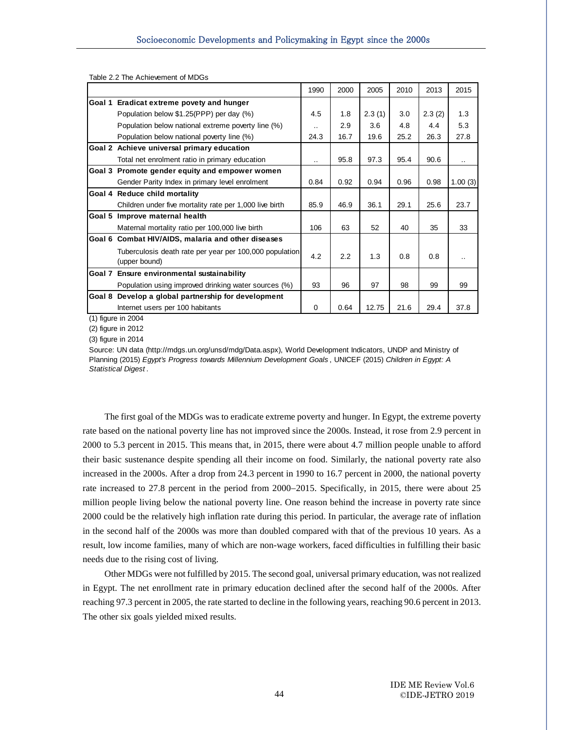Table 2.2 The Achievement of MDGs

| | | 1990 | 2000 | 2005 | 2010 | 2013 | 2015 |
|---|---|---|---|---|---|---|---|
| **Goal 1** | **Eradicat extreme povety and hunger** | | | | | | |
| | Population below $1.25(PPP) per day (%) | 4.5 | 1.8 | 2.3 (1) | 3.0 | 2.3 (2) | 1.3 |
| | Population below national extreme poverty line (%) | .. | 2.9 | 3.6 | 4.8 | 4.4 | 5.3 |
| | Population below national poverty line (%) | 24.3 | 16.7 | 19.6 | 25.2 | 26.3 | 27.8 |
| **Goal 2** | **Achieve universal primary education** | | | | | | |
| | Total net enrolment ratio in primary education | .. | 95.8 | 97.3 | 95.4 | 90.6 | .. |
| **Goal 3** | **Promote gender equity and empower women** | | | | | | |
| | Gender Parity Index in primary level enrolment | 0.84 | 0.92 | 0.94 | 0.96 | 0.98 | 1.00 (3) |
| **Goal 4** | **Reduce child mortality** | | | | | | |
| | Children under five mortality rate per 1,000 live birth | 85.9 | 46.9 | 36.1 | 29.1 | 25.6 | 23.7 |
| **Goal 5** | **Improve maternal health** | | | | | | |
| | Maternal mortality ratio per 100,000 live birth | 106 | 63 | 52 | 40 | 35 | 33 |
| **Goal 6** | **Combat HIV/AIDS, malaria and other diseases** | | | | | | |
| | Tuberculosis death rate per year per 100,000 population (upper bound) | 4.2 | 2.2 | 1.3 | 0.8 | 0.8 | .. |
| **Goal 7** | **Ensure environmental sustainability** | | | | | | |
| | Population using improved drinking water sources (%) | 93 | 96 | 97 | 98 | 99 | 99 |
| **Goal 8** | **Develop a global partnership for development** | | | | | | |
| | Internet users per 100 habitants | 0 | 0.64 | 12.75 | 21.6 | 29.4 | 37.8 |

(1) figure in 2004

(2) figure in 2012

(3) figure in 2014

Source: UN data (http://mdgs.un.org/unsd/mdg/Data.aspx), World Development Indicators, UNDP and Ministry of Planning (2015) *Egypt's Progress towards Millennium Development Goals*, UNICEF (2015) *Children in Egypt: A Statistical Digest*.

The first goal of the MDGs was to eradicate extreme poverty and hunger. In Egypt, the extreme poverty rate based on the national poverty line has not improved since the 2000s. Instead, it rose from 2.9 percent in 2000 to 5.3 percent in 2015. This means that, in 2015, there were about 4.7 million people unable to afford their basic sustenance despite spending all their income on food. Similarly, the national poverty rate also increased in the 2000s. After a drop from 24.3 percent in 1990 to 16.7 percent in 2000, the national poverty rate increased to 27.8 percent in the period from 2000–2015. Specifically, in 2015, there were about 25 million people living below the national poverty line. One reason behind the increase in poverty rate since 2000 could be the relatively high inflation rate during this period. In particular, the average rate of inflation in the second half of the 2000s was more than doubled compared with that of the previous 10 years. As a result, low income families, many of which are non-wage workers, faced difficulties in fulfilling their basic needs due to the rising cost of living.

Other MDGs were not fulfilled by 2015. The second goal, universal primary education, was not realized in Egypt. The net enrollment rate in primary education declined after the second half of the 2000s. After reaching 97.3 percent in 2005, the rate started to decline in the following years, reaching 90.6 percent in 2013. The other six goals yielded mixed results.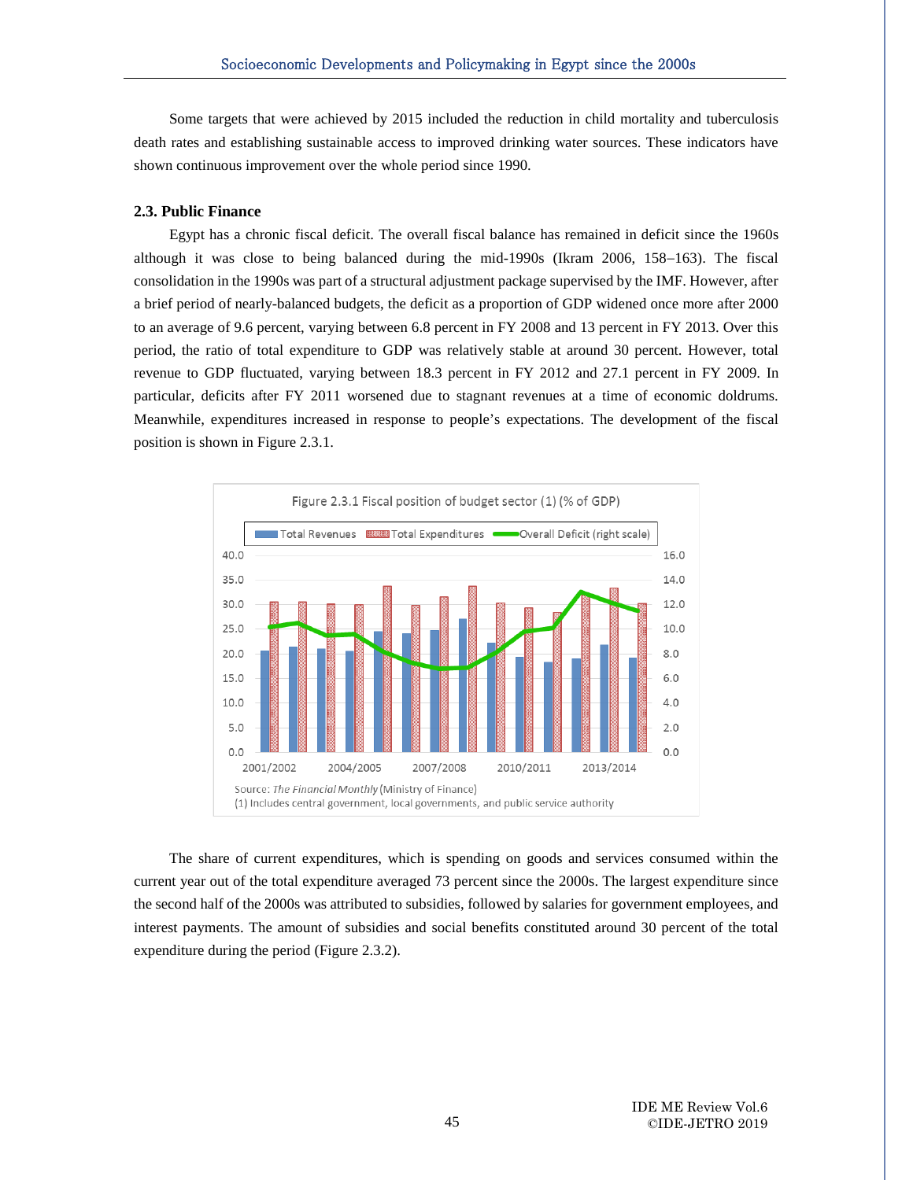Some targets that were achieved by 2015 included the reduction in child mortality and tuberculosis death rates and establishing sustainable access to improved drinking water sources. These indicators have shown continuous improvement over the whole period since 1990.

### 2.3. Public Finance

Egypt has a chronic fiscal deficit. The overall fiscal balance has remained in deficit since the 1960s although it was close to being balanced during the mid-1990s (Ikram 2006, 158–163). The fiscal consolidation in the 1990s was part of a structural adjustment package supervised by the IMF. However, after a brief period of nearly-balanced budgets, the deficit as a proportion of GDP widened once more after 2000 to an average of 9.6 percent, varying between 6.8 percent in FY 2008 and 13 percent in FY 2013. Over this period, the ratio of total expenditure to GDP was relatively stable at around 30 percent. However, total revenue to GDP fluctuated, varying between 18.3 percent in FY 2012 and 27.1 percent in FY 2009. In particular, deficits after FY 2011 worsened due to stagnant revenues at a time of economic doldrums. Meanwhile, expenditures increased in response to people's expectations. The development of the fiscal position is shown in Figure 2.3.1.

Figure 2.3.1 Fiscal position of budget sector (1) (% of GDP)

Source: *The Financial Monthly* (Ministry of Finance)
(1) Includes central government, local governments, and public service authority

The share of current expenditures, which is spending on goods and services consumed within the current year out of the total expenditure averaged 73 percent since the 2000s. The largest expenditure since the second half of the 2000s was attributed to subsidies, followed by salaries for government employees, and interest payments. The amount of subsidies and social benefits constituted around 30 percent of the total expenditure during the period (Figure 2.3.2).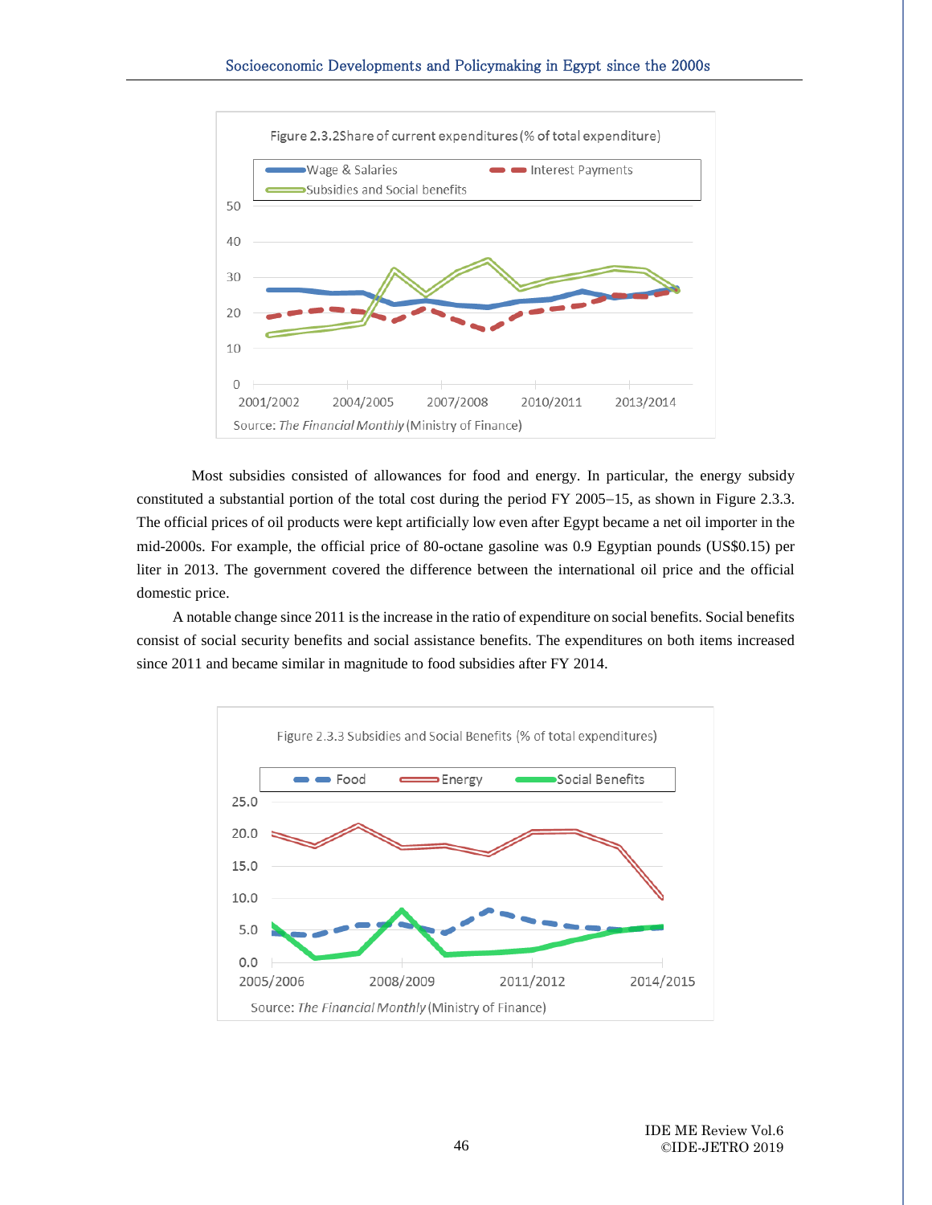Figure 2.3.2Share of current expenditures (% of total expenditure)

Source: *The Financial Monthly* (Ministry of Finance)

Most subsidies consisted of allowances for food and energy. In particular, the energy subsidy constituted a substantial portion of the total cost during the period FY 2005–15, as shown in Figure 2.3.3. The official prices of oil products were kept artificially low even after Egypt became a net oil importer in the mid-2000s. For example, the official price of 80-octane gasoline was 0.9 Egyptian pounds (US$0.15) per liter in 2013. The government covered the difference between the international oil price and the official domestic price.

A notable change since 2011 is the increase in the ratio of expenditure on social benefits. Social benefits consist of social security benefits and social assistance benefits. The expenditures on both items increased since 2011 and became similar in magnitude to food subsidies after FY 2014.

Figure 2.3.3 Subsidies and Social Benefits (% of total expenditures)

Source: *The Financial Monthly* (Ministry of Finance)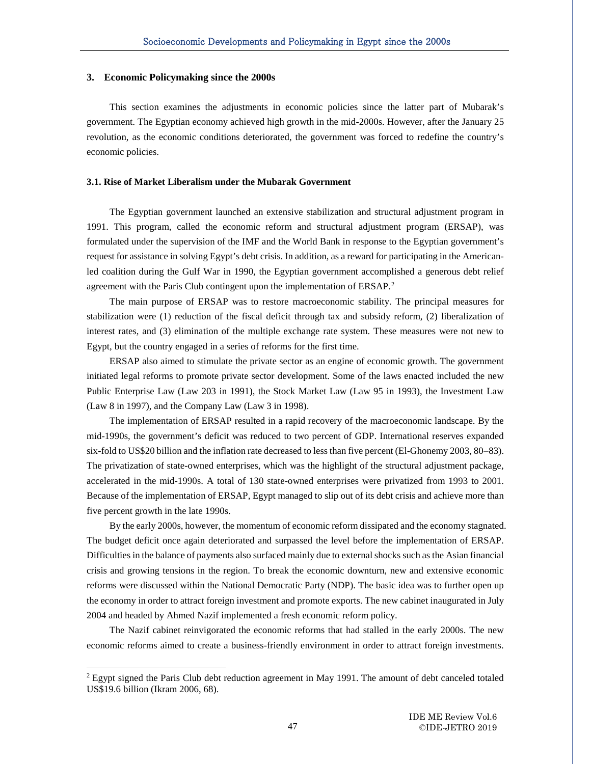## 3. Economic Policymaking since the 2000s

This section examines the adjustments in economic policies since the latter part of Mubarak's government. The Egyptian economy achieved high growth in the mid-2000s. However, after the January 25 revolution, as the economic conditions deteriorated, the government was forced to redefine the country's economic policies.

### 3.1. Rise of Market Liberalism under the Mubarak Government

The Egyptian government launched an extensive stabilization and structural adjustment program in 1991. This program, called the economic reform and structural adjustment program (ERSAP), was formulated under the supervision of the IMF and the World Bank in response to the Egyptian government's request for assistance in solving Egypt's debt crisis. In addition, as a reward for participating in the American-led coalition during the Gulf War in 1990, the Egyptian government accomplished a generous debt relief agreement with the Paris Club contingent upon the implementation of ERSAP.[2]

The main purpose of ERSAP was to restore macroeconomic stability. The principal measures for stabilization were (1) reduction of the fiscal deficit through tax and subsidy reform, (2) liberalization of interest rates, and (3) elimination of the multiple exchange rate system. These measures were not new to Egypt, but the country engaged in a series of reforms for the first time.

ERSAP also aimed to stimulate the private sector as an engine of economic growth. The government initiated legal reforms to promote private sector development. Some of the laws enacted included the new Public Enterprise Law (Law 203 in 1991), the Stock Market Law (Law 95 in 1993), the Investment Law (Law 8 in 1997), and the Company Law (Law 3 in 1998).

The implementation of ERSAP resulted in a rapid recovery of the macroeconomic landscape. By the mid-1990s, the government's deficit was reduced to two percent of GDP. International reserves expanded six-fold to US$20 billion and the inflation rate decreased to less than five percent (El-Ghonemy 2003, 80–83). The privatization of state-owned enterprises, which was the highlight of the structural adjustment package, accelerated in the mid-1990s. A total of 130 state-owned enterprises were privatized from 1993 to 2001. Because of the implementation of ERSAP, Egypt managed to slip out of its debt crisis and achieve more than five percent growth in the late 1990s.

By the early 2000s, however, the momentum of economic reform dissipated and the economy stagnated. The budget deficit once again deteriorated and surpassed the level before the implementation of ERSAP. Difficulties in the balance of payments also surfaced mainly due to external shocks such as the Asian financial crisis and growing tensions in the region. To break the economic downturn, new and extensive economic reforms were discussed within the National Democratic Party (NDP). The basic idea was to further open up the economy in order to attract foreign investment and promote exports. The new cabinet inaugurated in July 2004 and headed by Ahmed Nazif implemented a fresh economic reform policy.

The Nazif cabinet reinvigorated the economic reforms that had stalled in the early 2000s. The new economic reforms aimed to create a business-friendly environment in order to attract foreign investments.

[2] Egypt signed the Paris Club debt reduction agreement in May 1991. The amount of debt canceled totaled US$19.6 billion (Ikram 2006, 68).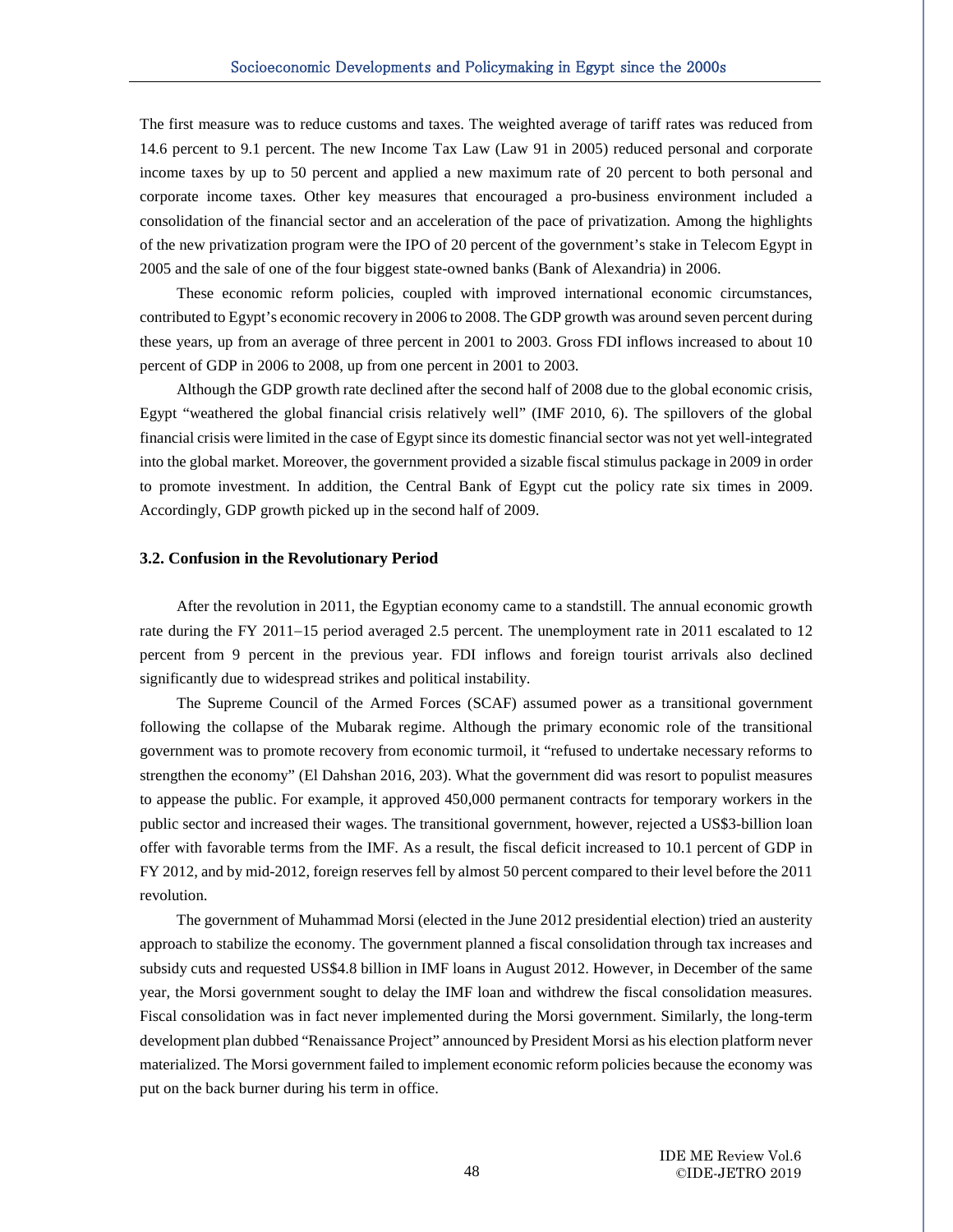The first measure was to reduce customs and taxes. The weighted average of tariff rates was reduced from 14.6 percent to 9.1 percent. The new Income Tax Law (Law 91 in 2005) reduced personal and corporate income taxes by up to 50 percent and applied a new maximum rate of 20 percent to both personal and corporate income taxes. Other key measures that encouraged a pro-business environment included a consolidation of the financial sector and an acceleration of the pace of privatization. Among the highlights of the new privatization program were the IPO of 20 percent of the government's stake in Telecom Egypt in 2005 and the sale of one of the four biggest state-owned banks (Bank of Alexandria) in 2006.

These economic reform policies, coupled with improved international economic circumstances, contributed to Egypt's economic recovery in 2006 to 2008. The GDP growth was around seven percent during these years, up from an average of three percent in 2001 to 2003. Gross FDI inflows increased to about 10 percent of GDP in 2006 to 2008, up from one percent in 2001 to 2003.

Although the GDP growth rate declined after the second half of 2008 due to the global economic crisis, Egypt "weathered the global financial crisis relatively well" (IMF 2010, 6). The spillovers of the global financial crisis were limited in the case of Egypt since its domestic financial sector was not yet well-integrated into the global market. Moreover, the government provided a sizable fiscal stimulus package in 2009 in order to promote investment. In addition, the Central Bank of Egypt cut the policy rate six times in 2009. Accordingly, GDP growth picked up in the second half of 2009.

### 3.2. Confusion in the Revolutionary Period

After the revolution in 2011, the Egyptian economy came to a standstill. The annual economic growth rate during the FY 2011–15 period averaged 2.5 percent. The unemployment rate in 2011 escalated to 12 percent from 9 percent in the previous year. FDI inflows and foreign tourist arrivals also declined significantly due to widespread strikes and political instability.

The Supreme Council of the Armed Forces (SCAF) assumed power as a transitional government following the collapse of the Mubarak regime. Although the primary economic role of the transitional government was to promote recovery from economic turmoil, it "refused to undertake necessary reforms to strengthen the economy" (El Dahshan 2016, 203). What the government did was resort to populist measures to appease the public. For example, it approved 450,000 permanent contracts for temporary workers in the public sector and increased their wages. The transitional government, however, rejected a US$3-billion loan offer with favorable terms from the IMF. As a result, the fiscal deficit increased to 10.1 percent of GDP in FY 2012, and by mid-2012, foreign reserves fell by almost 50 percent compared to their level before the 2011 revolution.

The government of Muhammad Morsi (elected in the June 2012 presidential election) tried an austerity approach to stabilize the economy. The government planned a fiscal consolidation through tax increases and subsidy cuts and requested US$4.8 billion in IMF loans in August 2012. However, in December of the same year, the Morsi government sought to delay the IMF loan and withdrew the fiscal consolidation measures. Fiscal consolidation was in fact never implemented during the Morsi government. Similarly, the long-term development plan dubbed "Renaissance Project" announced by President Morsi as his election platform never materialized. The Morsi government failed to implement economic reform policies because the economy was put on the back burner during his term in office.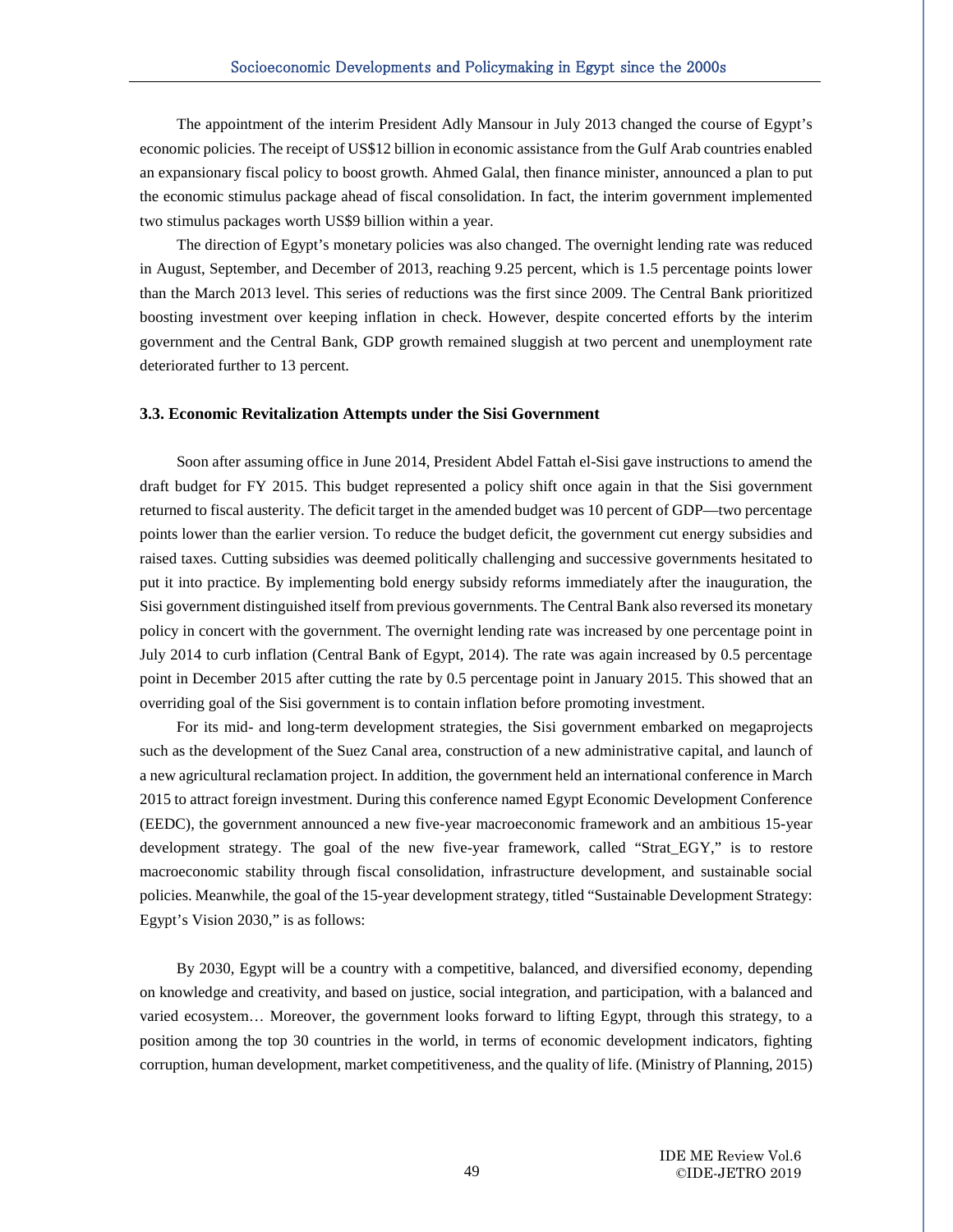The appointment of the interim President Adly Mansour in July 2013 changed the course of Egypt's economic policies. The receipt of US$12 billion in economic assistance from the Gulf Arab countries enabled an expansionary fiscal policy to boost growth. Ahmed Galal, then finance minister, announced a plan to put the economic stimulus package ahead of fiscal consolidation. In fact, the interim government implemented two stimulus packages worth US$9 billion within a year.

The direction of Egypt's monetary policies was also changed. The overnight lending rate was reduced in August, September, and December of 2013, reaching 9.25 percent, which is 1.5 percentage points lower than the March 2013 level. This series of reductions was the first since 2009. The Central Bank prioritized boosting investment over keeping inflation in check. However, despite concerted efforts by the interim government and the Central Bank, GDP growth remained sluggish at two percent and unemployment rate deteriorated further to 13 percent.

### 3.3. Economic Revitalization Attempts under the Sisi Government

Soon after assuming office in June 2014, President Abdel Fattah el-Sisi gave instructions to amend the draft budget for FY 2015. This budget represented a policy shift once again in that the Sisi government returned to fiscal austerity. The deficit target in the amended budget was 10 percent of GDP—two percentage points lower than the earlier version. To reduce the budget deficit, the government cut energy subsidies and raised taxes. Cutting subsidies was deemed politically challenging and successive governments hesitated to put it into practice. By implementing bold energy subsidy reforms immediately after the inauguration, the Sisi government distinguished itself from previous governments. The Central Bank also reversed its monetary policy in concert with the government. The overnight lending rate was increased by one percentage point in July 2014 to curb inflation (Central Bank of Egypt, 2014). The rate was again increased by 0.5 percentage point in December 2015 after cutting the rate by 0.5 percentage point in January 2015. This showed that an overriding goal of the Sisi government is to contain inflation before promoting investment.

For its mid- and long-term development strategies, the Sisi government embarked on megaprojects such as the development of the Suez Canal area, construction of a new administrative capital, and launch of a new agricultural reclamation project. In addition, the government held an international conference in March 2015 to attract foreign investment. During this conference named Egypt Economic Development Conference (EEDC), the government announced a new five-year macroeconomic framework and an ambitious 15-year development strategy. The goal of the new five-year framework, called "Strat_EGY," is to restore macroeconomic stability through fiscal consolidation, infrastructure development, and sustainable social policies. Meanwhile, the goal of the 15-year development strategy, titled "Sustainable Development Strategy: Egypt's Vision 2030," is as follows:

> By 2030, Egypt will be a country with a competitive, balanced, and diversified economy, depending on knowledge and creativity, and based on justice, social integration, and participation, with a balanced and varied ecosystem… Moreover, the government looks forward to lifting Egypt, through this strategy, to a position among the top 30 countries in the world, in terms of economic development indicators, fighting corruption, human development, market competitiveness, and the quality of life. (Ministry of Planning, 2015)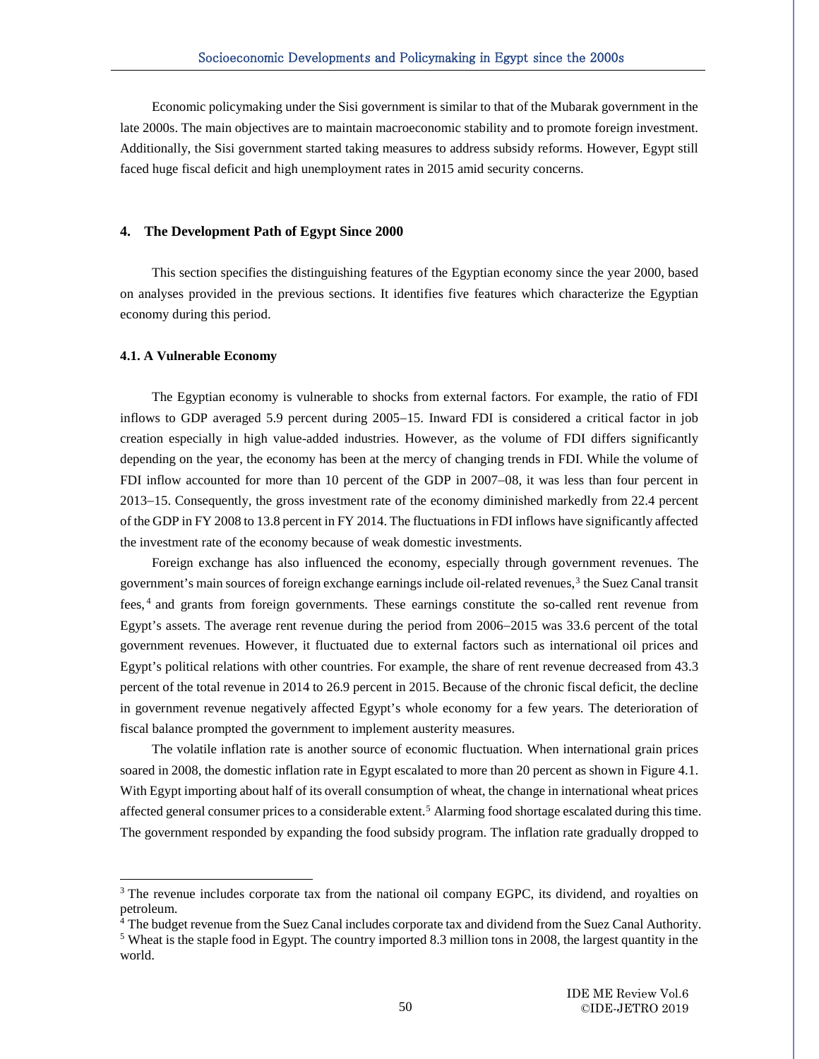Economic policymaking under the Sisi government is similar to that of the Mubarak government in the late 2000s. The main objectives are to maintain macroeconomic stability and to promote foreign investment. Additionally, the Sisi government started taking measures to address subsidy reforms. However, Egypt still faced huge fiscal deficit and high unemployment rates in 2015 amid security concerns.

## 4. The Development Path of Egypt Since 2000

This section specifies the distinguishing features of the Egyptian economy since the year 2000, based on analyses provided in the previous sections. It identifies five features which characterize the Egyptian economy during this period.

### 4.1. A Vulnerable Economy

The Egyptian economy is vulnerable to shocks from external factors. For example, the ratio of FDI inflows to GDP averaged 5.9 percent during 2005–15. Inward FDI is considered a critical factor in job creation especially in high value-added industries. However, as the volume of FDI differs significantly depending on the year, the economy has been at the mercy of changing trends in FDI. While the volume of FDI inflow accounted for more than 10 percent of the GDP in 2007–08, it was less than four percent in 2013–15. Consequently, the gross investment rate of the economy diminished markedly from 22.4 percent of the GDP in FY 2008 to 13.8 percent in FY 2014. The fluctuations in FDI inflows have significantly affected the investment rate of the economy because of weak domestic investments.

Foreign exchange has also influenced the economy, especially through government revenues. The government's main sources of foreign exchange earnings include oil-related revenues,[3] the Suez Canal transit fees,[4] and grants from foreign governments. These earnings constitute the so-called rent revenue from Egypt's assets. The average rent revenue during the period from 2006–2015 was 33.6 percent of the total government revenues. However, it fluctuated due to external factors such as international oil prices and Egypt's political relations with other countries. For example, the share of rent revenue decreased from 43.3 percent of the total revenue in 2014 to 26.9 percent in 2015. Because of the chronic fiscal deficit, the decline in government revenue negatively affected Egypt's whole economy for a few years. The deterioration of fiscal balance prompted the government to implement austerity measures.

The volatile inflation rate is another source of economic fluctuation. When international grain prices soared in 2008, the domestic inflation rate in Egypt escalated to more than 20 percent as shown in Figure 4.1. With Egypt importing about half of its overall consumption of wheat, the change in international wheat prices affected general consumer prices to a considerable extent.[5] Alarming food shortage escalated during this time. The government responded by expanding the food subsidy program. The inflation rate gradually dropped to

---

[3] The revenue includes corporate tax from the national oil company EGPC, its dividend, and royalties on petroleum.

[4] The budget revenue from the Suez Canal includes corporate tax and dividend from the Suez Canal Authority.

[5] Wheat is the staple food in Egypt. The country imported 8.3 million tons in 2008, the largest quantity in the world.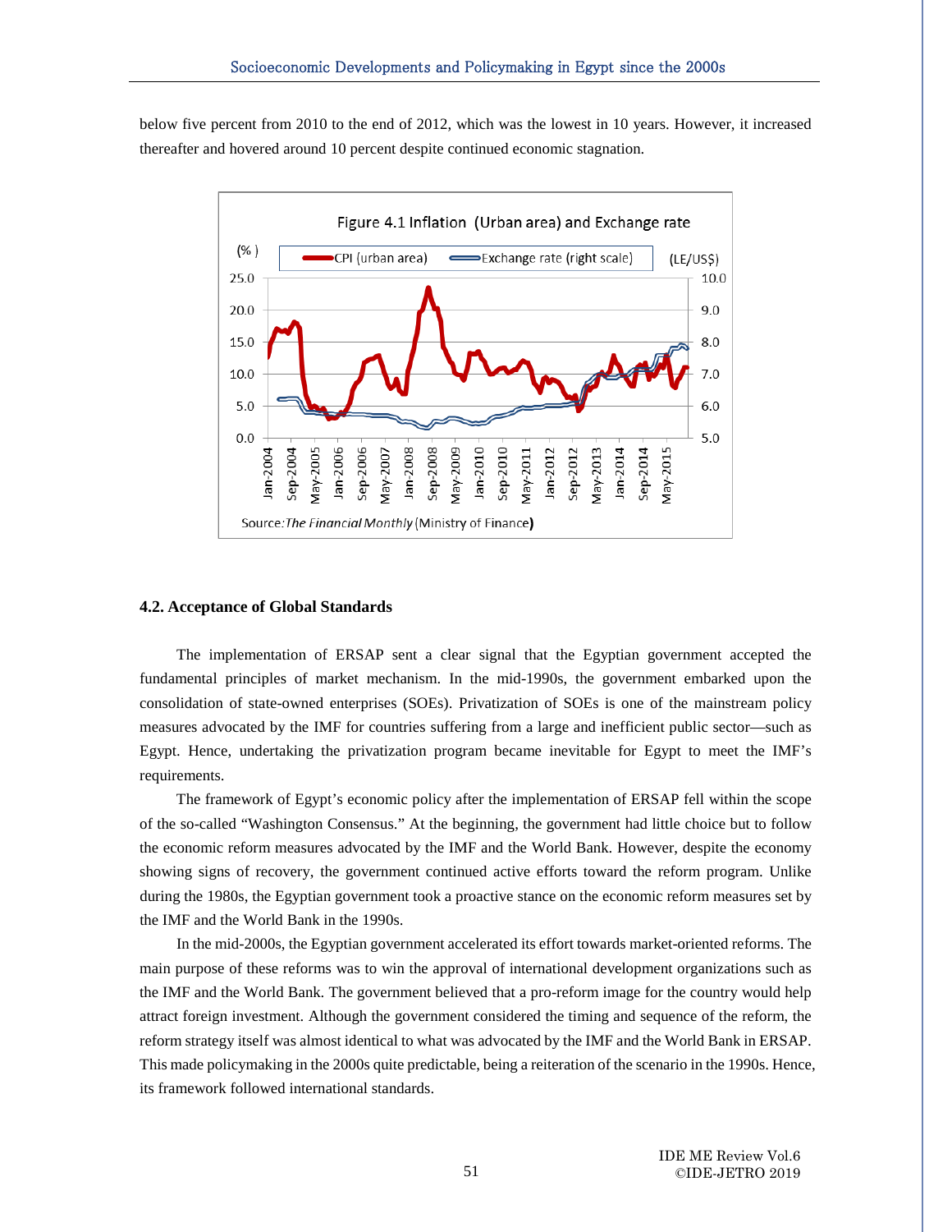below five percent from 2010 to the end of 2012, which was the lowest in 10 years. However, it increased thereafter and hovered around 10 percent despite continued economic stagnation.

Figure 4.1 Inflation (Urban area) and Exchange rate

Source: *The Financial Monthly* (Ministry of Finance)

### 4.2. Acceptance of Global Standards

The implementation of ERSAP sent a clear signal that the Egyptian government accepted the fundamental principles of market mechanism. In the mid-1990s, the government embarked upon the consolidation of state-owned enterprises (SOEs). Privatization of SOEs is one of the mainstream policy measures advocated by the IMF for countries suffering from a large and inefficient public sector—such as Egypt. Hence, undertaking the privatization program became inevitable for Egypt to meet the IMF's requirements.

The framework of Egypt's economic policy after the implementation of ERSAP fell within the scope of the so-called "Washington Consensus." At the beginning, the government had little choice but to follow the economic reform measures advocated by the IMF and the World Bank. However, despite the economy showing signs of recovery, the government continued active efforts toward the reform program. Unlike during the 1980s, the Egyptian government took a proactive stance on the economic reform measures set by the IMF and the World Bank in the 1990s.

In the mid-2000s, the Egyptian government accelerated its effort towards market-oriented reforms. The main purpose of these reforms was to win the approval of international development organizations such as the IMF and the World Bank. The government believed that a pro-reform image for the country would help attract foreign investment. Although the government considered the timing and sequence of the reform, the reform strategy itself was almost identical to what was advocated by the IMF and the World Bank in ERSAP. This made policymaking in the 2000s quite predictable, being a reiteration of the scenario in the 1990s. Hence, its framework followed international standards.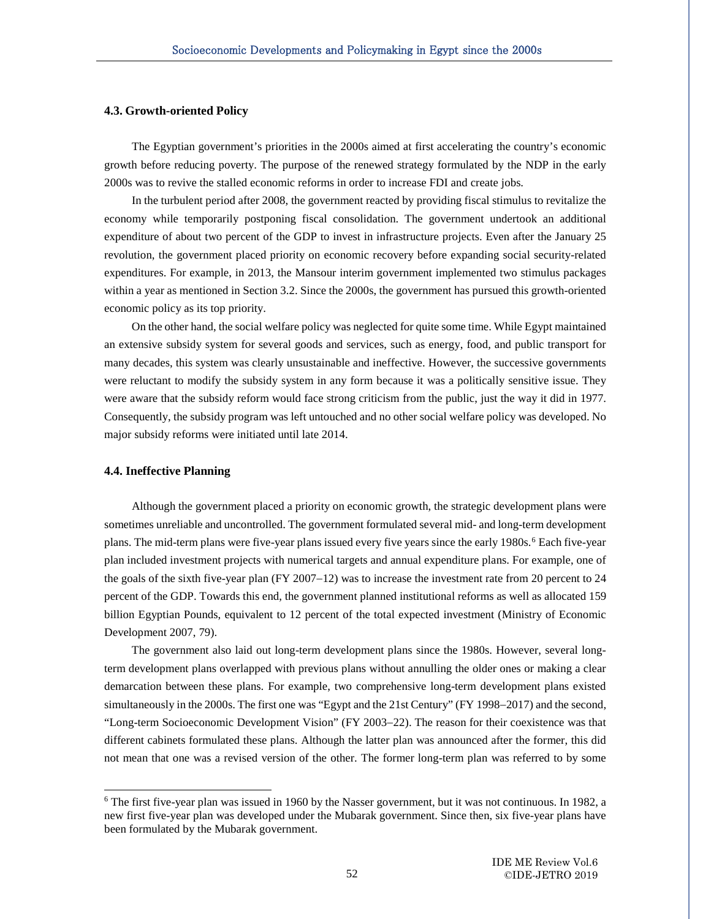### 4.3. Growth-oriented Policy

The Egyptian government's priorities in the 2000s aimed at first accelerating the country's economic growth before reducing poverty. The purpose of the renewed strategy formulated by the NDP in the early 2000s was to revive the stalled economic reforms in order to increase FDI and create jobs.

In the turbulent period after 2008, the government reacted by providing fiscal stimulus to revitalize the economy while temporarily postponing fiscal consolidation. The government undertook an additional expenditure of about two percent of the GDP to invest in infrastructure projects. Even after the January 25 revolution, the government placed priority on economic recovery before expanding social security-related expenditures. For example, in 2013, the Mansour interim government implemented two stimulus packages within a year as mentioned in Section 3.2. Since the 2000s, the government has pursued this growth-oriented economic policy as its top priority.

On the other hand, the social welfare policy was neglected for quite some time. While Egypt maintained an extensive subsidy system for several goods and services, such as energy, food, and public transport for many decades, this system was clearly unsustainable and ineffective. However, the successive governments were reluctant to modify the subsidy system in any form because it was a politically sensitive issue. They were aware that the subsidy reform would face strong criticism from the public, just the way it did in 1977. Consequently, the subsidy program was left untouched and no other social welfare policy was developed. No major subsidy reforms were initiated until late 2014.

### 4.4. Ineffective Planning

Although the government placed a priority on economic growth, the strategic development plans were sometimes unreliable and uncontrolled. The government formulated several mid- and long-term development plans. The mid-term plans were five-year plans issued every five years since the early 1980s.[6] Each five-year plan included investment projects with numerical targets and annual expenditure plans. For example, one of the goals of the sixth five-year plan (FY 2007–12) was to increase the investment rate from 20 percent to 24 percent of the GDP. Towards this end, the government planned institutional reforms as well as allocated 159 billion Egyptian Pounds, equivalent to 12 percent of the total expected investment (Ministry of Economic Development 2007, 79).

The government also laid out long-term development plans since the 1980s. However, several long-term development plans overlapped with previous plans without annulling the older ones or making a clear demarcation between these plans. For example, two comprehensive long-term development plans existed simultaneously in the 2000s. The first one was "Egypt and the 21st Century" (FY 1998–2017) and the second, "Long-term Socioeconomic Development Vision" (FY 2003–22). The reason for their coexistence was that different cabinets formulated these plans. Although the latter plan was announced after the former, this did not mean that one was a revised version of the other. The former long-term plan was referred to by some

[6] The first five-year plan was issued in 1960 by the Nasser government, but it was not continuous. In 1982, a new first five-year plan was developed under the Mubarak government. Since then, six five-year plans have been formulated by the Mubarak government.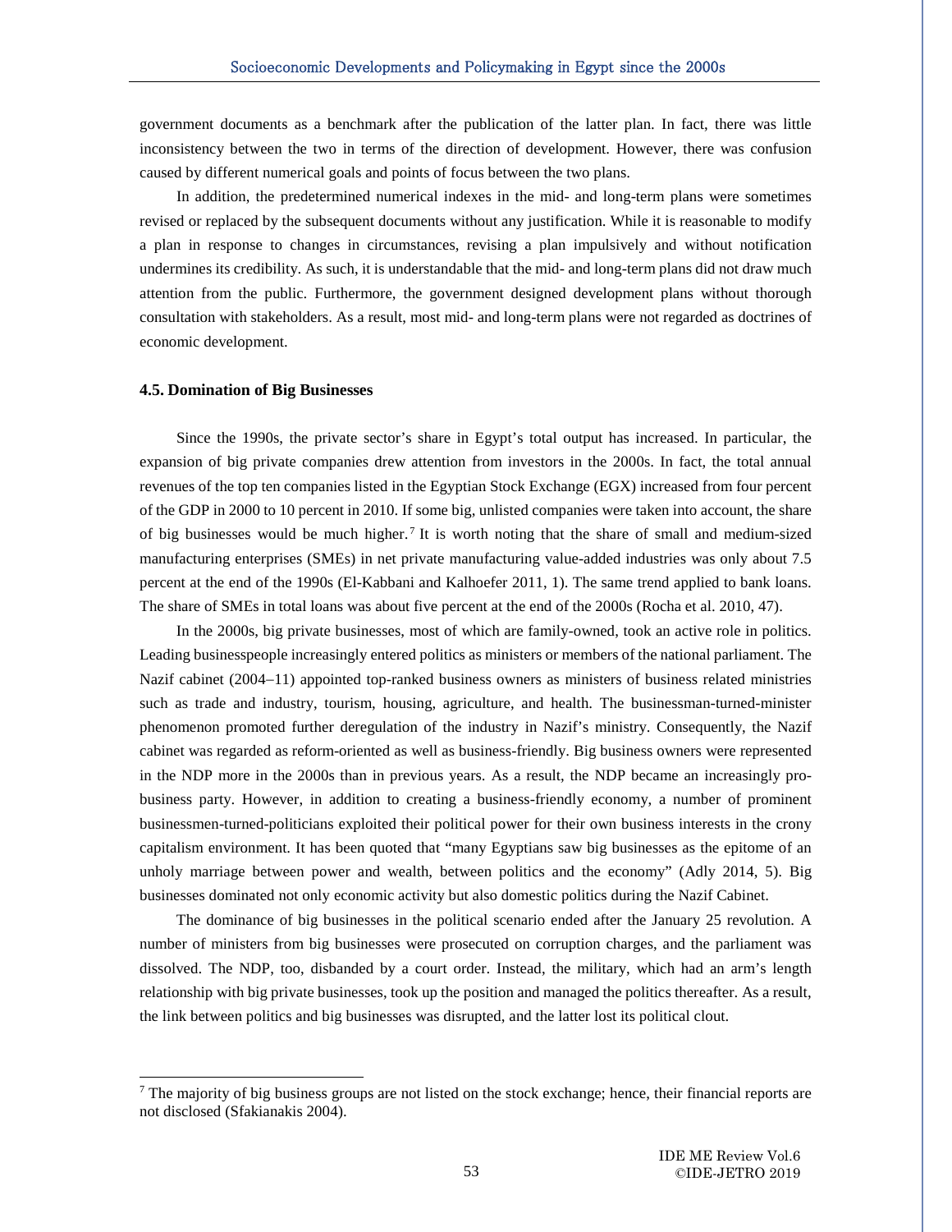government documents as a benchmark after the publication of the latter plan. In fact, there was little inconsistency between the two in terms of the direction of development. However, there was confusion caused by different numerical goals and points of focus between the two plans.

In addition, the predetermined numerical indexes in the mid- and long-term plans were sometimes revised or replaced by the subsequent documents without any justification. While it is reasonable to modify a plan in response to changes in circumstances, revising a plan impulsively and without notification undermines its credibility. As such, it is understandable that the mid- and long-term plans did not draw much attention from the public. Furthermore, the government designed development plans without thorough consultation with stakeholders. As a result, most mid- and long-term plans were not regarded as doctrines of economic development.

### 4.5. Domination of Big Businesses

Since the 1990s, the private sector's share in Egypt's total output has increased. In particular, the expansion of big private companies drew attention from investors in the 2000s. In fact, the total annual revenues of the top ten companies listed in the Egyptian Stock Exchange (EGX) increased from four percent of the GDP in 2000 to 10 percent in 2010. If some big, unlisted companies were taken into account, the share of big businesses would be much higher.[7] It is worth noting that the share of small and medium-sized manufacturing enterprises (SMEs) in net private manufacturing value-added industries was only about 7.5 percent at the end of the 1990s (El-Kabbani and Kalhoefer 2011, 1). The same trend applied to bank loans. The share of SMEs in total loans was about five percent at the end of the 2000s (Rocha et al. 2010, 47).

In the 2000s, big private businesses, most of which are family-owned, took an active role in politics. Leading businesspeople increasingly entered politics as ministers or members of the national parliament. The Nazif cabinet (2004–11) appointed top-ranked business owners as ministers of business related ministries such as trade and industry, tourism, housing, agriculture, and health. The businessman-turned-minister phenomenon promoted further deregulation of the industry in Nazif's ministry. Consequently, the Nazif cabinet was regarded as reform-oriented as well as business-friendly. Big business owners were represented in the NDP more in the 2000s than in previous years. As a result, the NDP became an increasingly pro-business party. However, in addition to creating a business-friendly economy, a number of prominent businessmen-turned-politicians exploited their political power for their own business interests in the crony capitalism environment. It has been quoted that "many Egyptians saw big businesses as the epitome of an unholy marriage between power and wealth, between politics and the economy" (Adly 2014, 5). Big businesses dominated not only economic activity but also domestic politics during the Nazif Cabinet.

The dominance of big businesses in the political scenario ended after the January 25 revolution. A number of ministers from big businesses were prosecuted on corruption charges, and the parliament was dissolved. The NDP, too, disbanded by a court order. Instead, the military, which had an arm's length relationship with big private businesses, took up the position and managed the politics thereafter. As a result, the link between politics and big businesses was disrupted, and the latter lost its political clout.

---

[7] The majority of big business groups are not listed on the stock exchange; hence, their financial reports are not disclosed (Sfakianakis 2004).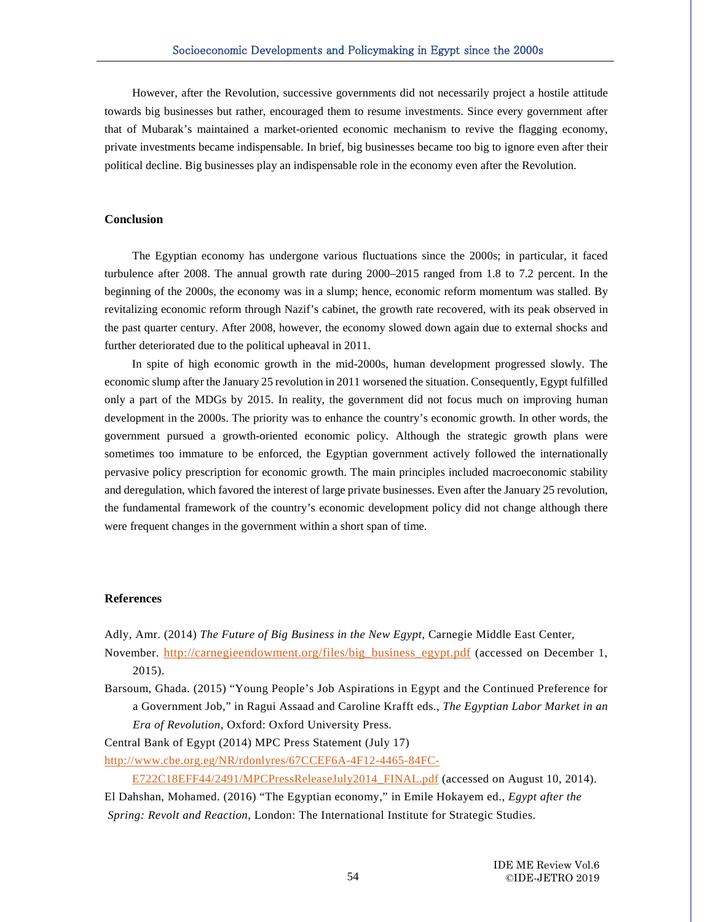However, after the Revolution, successive governments did not necessarily project a hostile attitude towards big businesses but rather, encouraged them to resume investments. Since every government after that of Mubarak's maintained a market-oriented economic mechanism to revive the flagging economy, private investments became indispensable. In brief, big businesses became too big to ignore even after their political decline. Big businesses play an indispensable role in the economy even after the Revolution.

## Conclusion

The Egyptian economy has undergone various fluctuations since the 2000s; in particular, it faced turbulence after 2008. The annual growth rate during 2000–2015 ranged from 1.8 to 7.2 percent. In the beginning of the 2000s, the economy was in a slump; hence, economic reform momentum was stalled. By revitalizing economic reform through Nazif's cabinet, the growth rate recovered, with its peak observed in the past quarter century. After 2008, however, the economy slowed down again due to external shocks and further deteriorated due to the political upheaval in 2011.

In spite of high economic growth in the mid-2000s, human development progressed slowly. The economic slump after the January 25 revolution in 2011 worsened the situation. Consequently, Egypt fulfilled only a part of the MDGs by 2015. In reality, the government did not focus much on improving human development in the 2000s. The priority was to enhance the country's economic growth. In other words, the government pursued a growth-oriented economic policy. Although the strategic growth plans were sometimes too immature to be enforced, the Egyptian government actively followed the internationally pervasive policy prescription for economic growth. The main principles included macroeconomic stability and deregulation, which favored the interest of large private businesses. Even after the January 25 revolution, the fundamental framework of the country's economic development policy did not change although there were frequent changes in the government within a short span of time.

## References

Adly, Amr. (2014) *The Future of Big Business in the New Egypt*, Carnegie Middle East Center, November. http://carnegieendowment.org/files/big_business_egypt.pdf (accessed on December 1, 2015).

Barsoum, Ghada. (2015) "Young People's Job Aspirations in Egypt and the Continued Preference for a Government Job," in Ragui Assaad and Caroline Krafft eds., *The Egyptian Labor Market in an Era of Revolution*, Oxford: Oxford University Press.

Central Bank of Egypt (2014) MPC Press Statement (July 17) http://www.cbe.org.eg/NR/rdonlyres/67CCEF6A-4F12-4465-84FC-E722C18EFF44/2491/MPCPressReleaseJuly2014_FINAL.pdf (accessed on August 10, 2014).

El Dahshan, Mohamed. (2016) "The Egyptian economy," in Emile Hokayem ed., *Egypt after the Spring: Revolt and Reaction*, London: The International Institute for Strategic Studies.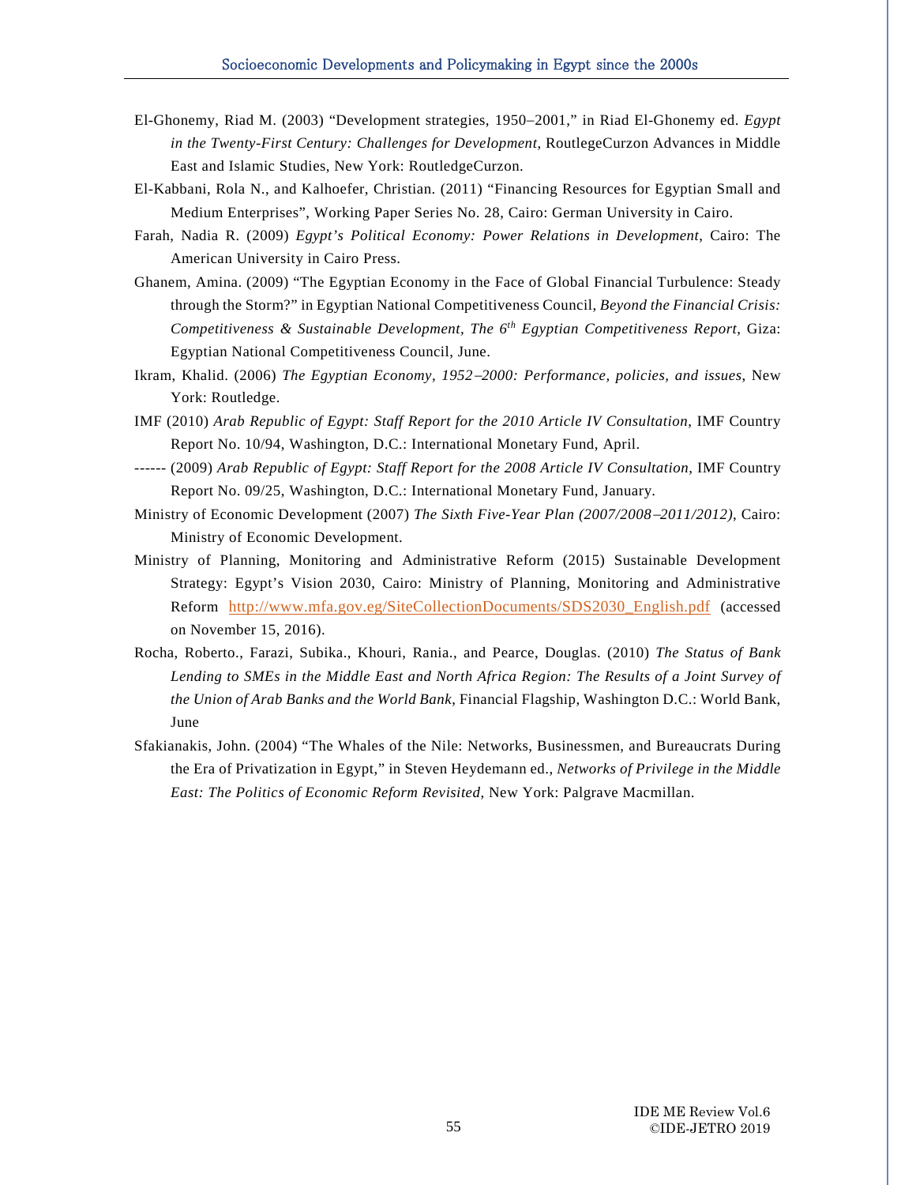El-Ghonemy, Riad M. (2003) "Development strategies, 1950–2001," in Riad El-Ghonemy ed. *Egypt in the Twenty-First Century: Challenges for Development*, RoutlegeCurzon Advances in Middle East and Islamic Studies, New York: RoutledgeCurzon.

El-Kabbani, Rola N., and Kalhoefer, Christian. (2011) "Financing Resources for Egyptian Small and Medium Enterprises", Working Paper Series No. 28, Cairo: German University in Cairo.

Farah, Nadia R. (2009) *Egypt's Political Economy: Power Relations in Development*, Cairo: The American University in Cairo Press.

Ghanem, Amina. (2009) "The Egyptian Economy in the Face of Global Financial Turbulence: Steady through the Storm?" in Egyptian National Competitiveness Council, *Beyond the Financial Crisis: Competitiveness & Sustainable Development, The 6th Egyptian Competitiveness Report*, Giza: Egyptian National Competitiveness Council, June.

Ikram, Khalid. (2006) *The Egyptian Economy, 1952–2000: Performance, policies, and issues*, New York: Routledge.

IMF (2010) *Arab Republic of Egypt: Staff Report for the 2010 Article IV Consultation*, IMF Country Report No. 10/94, Washington, D.C.: International Monetary Fund, April.

------ (2009) *Arab Republic of Egypt: Staff Report for the 2008 Article IV Consultation*, IMF Country Report No. 09/25, Washington, D.C.: International Monetary Fund, January.

Ministry of Economic Development (2007) *The Sixth Five-Year Plan (2007/2008–2011/2012)*, Cairo: Ministry of Economic Development.

Ministry of Planning, Monitoring and Administrative Reform (2015) Sustainable Development Strategy: Egypt's Vision 2030, Cairo: Ministry of Planning, Monitoring and Administrative Reform http://www.mfa.gov.eg/SiteCollectionDocuments/SDS2030_English.pdf (accessed on November 15, 2016).

Rocha, Roberto., Farazi, Subika., Khouri, Rania., and Pearce, Douglas. (2010) *The Status of Bank Lending to SMEs in the Middle East and North Africa Region: The Results of a Joint Survey of the Union of Arab Banks and the World Bank*, Financial Flagship, Washington D.C.: World Bank, June

Sfakianakis, John. (2004) "The Whales of the Nile: Networks, Businessmen, and Bureaucrats During the Era of Privatization in Egypt," in Steven Heydemann ed., *Networks of Privilege in the Middle East: The Politics of Economic Reform Revisited*, New York: Palgrave Macmillan.